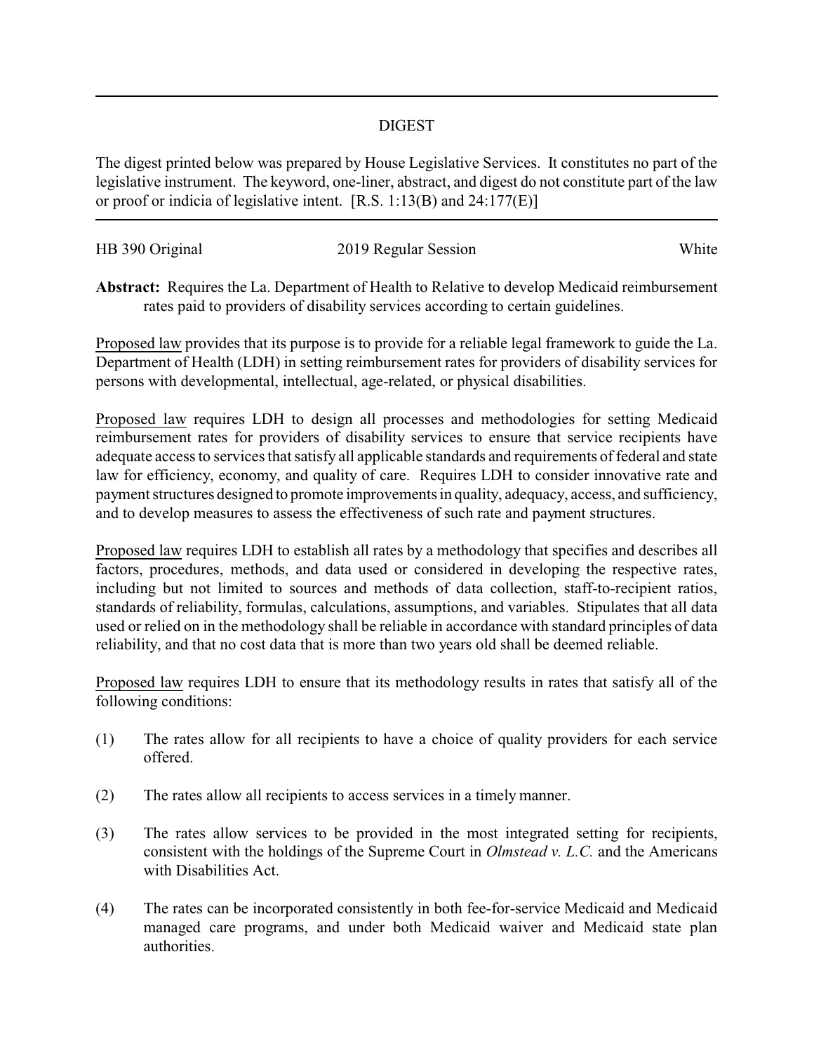# DIGEST

The digest printed below was prepared by House Legislative Services. It constitutes no part of the legislative instrument. The keyword, one-liner, abstract, and digest do not constitute part of the law or proof or indicia of legislative intent. [R.S. 1:13(B) and 24:177(E)]

HB 390 Original | 2019 Regular Session | White

**Abstract:** Requires the La. Department of Health to Relative to develop Medicaid reimbursement rates paid to providers of disability services according to certain guidelines.

Proposed law provides that its purpose is to provide for a reliable legal framework to guide the La. Department of Health (LDH) in setting reimbursement rates for providers of disability services for persons with developmental, intellectual, age-related, or physical disabilities.

Proposed law requires LDH to design all processes and methodologies for setting Medicaid reimbursement rates for providers of disability services to ensure that service recipients have adequate access to services that satisfy all applicable standards and requirements of federal and state law for efficiency, economy, and quality of care. Requires LDH to consider innovative rate and payment structures designed to promote improvements in quality, adequacy, access, and sufficiency, and to develop measures to assess the effectiveness of such rate and payment structures.

Proposed law requires LDH to establish all rates by a methodology that specifies and describes all factors, procedures, methods, and data used or considered in developing the respective rates, including but not limited to sources and methods of data collection, staff-to-recipient ratios, standards of reliability, formulas, calculations, assumptions, and variables. Stipulates that all data used or relied on in the methodology shall be reliable in accordance with standard principles of data reliability, and that no cost data that is more than two years old shall be deemed reliable.

Proposed law requires LDH to ensure that its methodology results in rates that satisfy all of the following conditions:

(1) The rates allow for all recipients to have a choice of quality providers for each service offered.

(2) The rates allow all recipients to access services in a timely manner.

(3) The rates allow services to be provided in the most integrated setting for recipients, consistent with the holdings of the Supreme Court in *Olmstead v. L.C.* and the Americans with Disabilities Act.

(4) The rates can be incorporated consistently in both fee-for-service Medicaid and Medicaid managed care programs, and under both Medicaid waiver and Medicaid state plan authorities.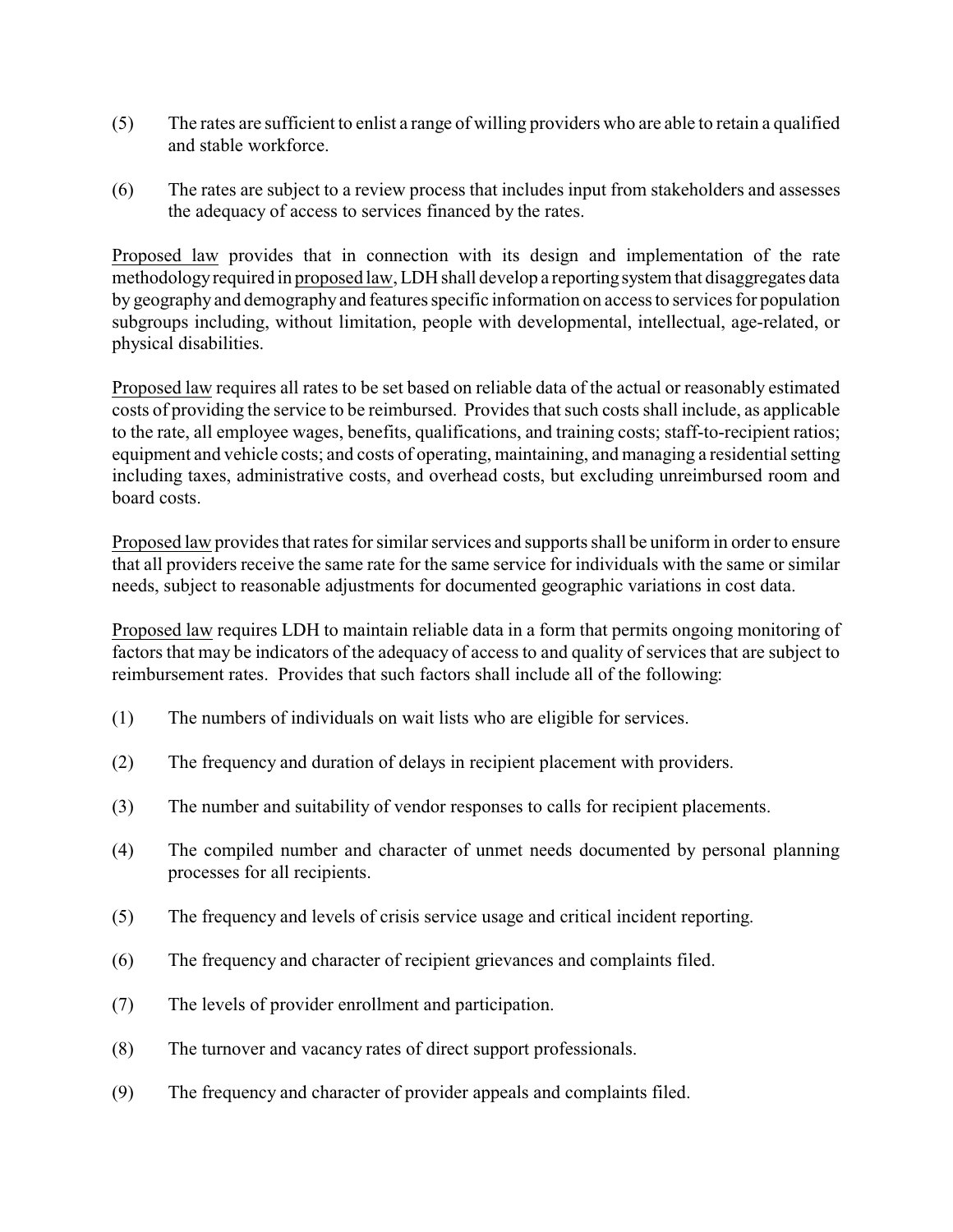(5) The rates are sufficient to enlist a range of willing providers who are able to retain a qualified and stable workforce.

(6) The rates are subject to a review process that includes input from stakeholders and assesses the adequacy of access to services financed by the rates.

Proposed law provides that in connection with its design and implementation of the rate methodology required in proposed law, LDH shall develop a reporting system that disaggregates data by geography and demography and features specific information on access to services for population subgroups including, without limitation, people with developmental, intellectual, age-related, or physical disabilities.

Proposed law requires all rates to be set based on reliable data of the actual or reasonably estimated costs of providing the service to be reimbursed. Provides that such costs shall include, as applicable to the rate, all employee wages, benefits, qualifications, and training costs; staff-to-recipient ratios; equipment and vehicle costs; and costs of operating, maintaining, and managing a residential setting including taxes, administrative costs, and overhead costs, but excluding unreimbursed room and board costs.

Proposed law provides that rates for similar services and supports shall be uniform in order to ensure that all providers receive the same rate for the same service for individuals with the same or similar needs, subject to reasonable adjustments for documented geographic variations in cost data.

Proposed law requires LDH to maintain reliable data in a form that permits ongoing monitoring of factors that may be indicators of the adequacy of access to and quality of services that are subject to reimbursement rates. Provides that such factors shall include all of the following:

(1) The numbers of individuals on wait lists who are eligible for services.

(2) The frequency and duration of delays in recipient placement with providers.

(3) The number and suitability of vendor responses to calls for recipient placements.

(4) The compiled number and character of unmet needs documented by personal planning processes for all recipients.

(5) The frequency and levels of crisis service usage and critical incident reporting.

(6) The frequency and character of recipient grievances and complaints filed.

(7) The levels of provider enrollment and participation.

(8) The turnover and vacancy rates of direct support professionals.

(9) The frequency and character of provider appeals and complaints filed.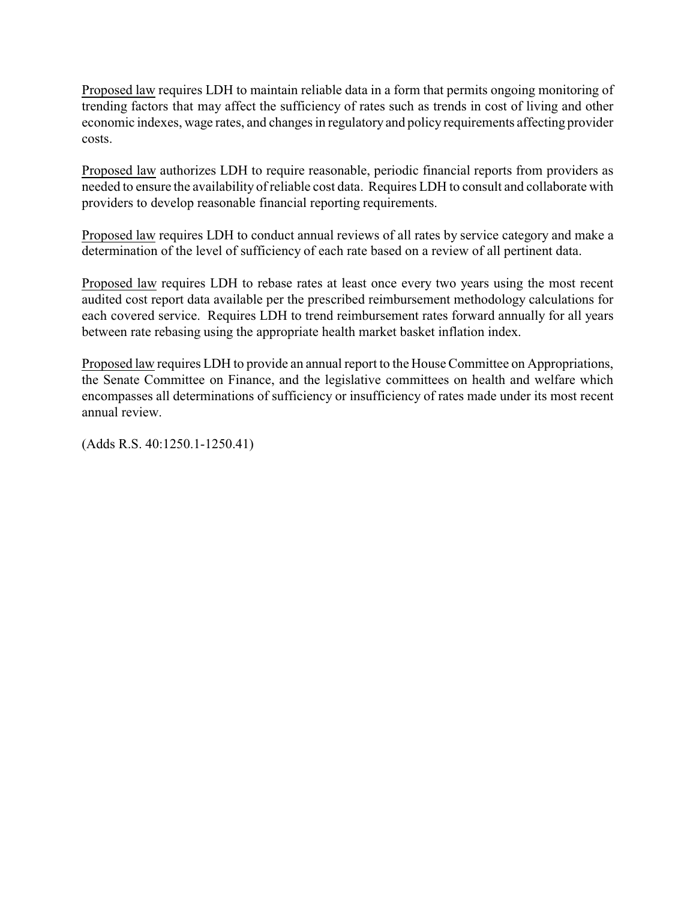<u>Proposed law</u> requires LDH to maintain reliable data in a form that permits ongoing monitoring of trending factors that may affect the sufficiency of rates such as trends in cost of living and other economic indexes, wage rates, and changes in regulatory and policy requirements affecting provider costs.

<u>Proposed law</u> authorizes LDH to require reasonable, periodic financial reports from providers as needed to ensure the availability of reliable cost data. Requires LDH to consult and collaborate with providers to develop reasonable financial reporting requirements.

<u>Proposed law</u> requires LDH to conduct annual reviews of all rates by service category and make a determination of the level of sufficiency of each rate based on a review of all pertinent data.

<u>Proposed law</u> requires LDH to rebase rates at least once every two years using the most recent audited cost report data available per the prescribed reimbursement methodology calculations for each covered service. Requires LDH to trend reimbursement rates forward annually for all years between rate rebasing using the appropriate health market basket inflation index.

<u>Proposed law</u> requires LDH to provide an annual report to the House Committee on Appropriations, the Senate Committee on Finance, and the legislative committees on health and welfare which encompasses all determinations of sufficiency or insufficiency of rates made under its most recent annual review.

(Adds R.S. 40:1250.1-1250.41)